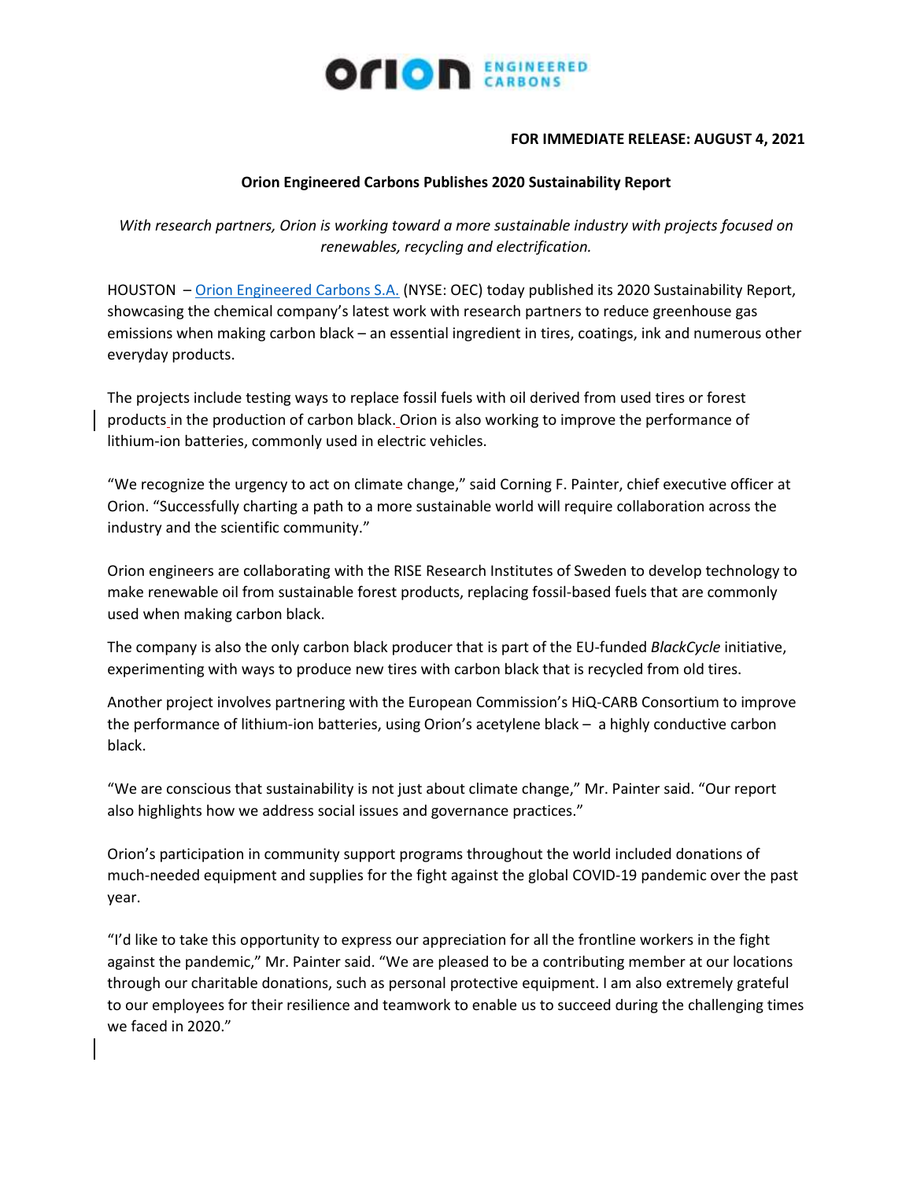**FOR IMMEDIATE RELEASE: AUGUST 4, 2021**

# Orion Engineered Carbons Publishes 2020 Sustainability Report

*With research partners, Orion is working toward a more sustainable industry with projects focused on renewables, recycling and electrification.*

HOUSTON – Orion Engineered Carbons S.A. (NYSE: OEC) today published its 2020 Sustainability Report, showcasing the chemical company's latest work with research partners to reduce greenhouse gas emissions when making carbon black – an essential ingredient in tires, coatings, ink and numerous other everyday products.

The projects include testing ways to replace fossil fuels with oil derived from used tires or forest products in the production of carbon black. Orion is also working to improve the performance of lithium-ion batteries, commonly used in electric vehicles.

"We recognize the urgency to act on climate change," said Corning F. Painter, chief executive officer at Orion. "Successfully charting a path to a more sustainable world will require collaboration across the industry and the scientific community."

Orion engineers are collaborating with the RISE Research Institutes of Sweden to develop technology to make renewable oil from sustainable forest products, replacing fossil-based fuels that are commonly used when making carbon black.

The company is also the only carbon black producer that is part of the EU-funded *BlackCycle* initiative, experimenting with ways to produce new tires with carbon black that is recycled from old tires.

Another project involves partnering with the European Commission's HiQ-CARB Consortium to improve the performance of lithium-ion batteries, using Orion's acetylene black – a highly conductive carbon black.

"We are conscious that sustainability is not just about climate change," Mr. Painter said. "Our report also highlights how we address social issues and governance practices."

Orion's participation in community support programs throughout the world included donations of much-needed equipment and supplies for the fight against the global COVID-19 pandemic over the past year.

"I'd like to take this opportunity to express our appreciation for all the frontline workers in the fight against the pandemic," Mr. Painter said. "We are pleased to be a contributing member at our locations through our charitable donations, such as personal protective equipment. I am also extremely grateful to our employees for their resilience and teamwork to enable us to succeed during the challenging times we faced in 2020."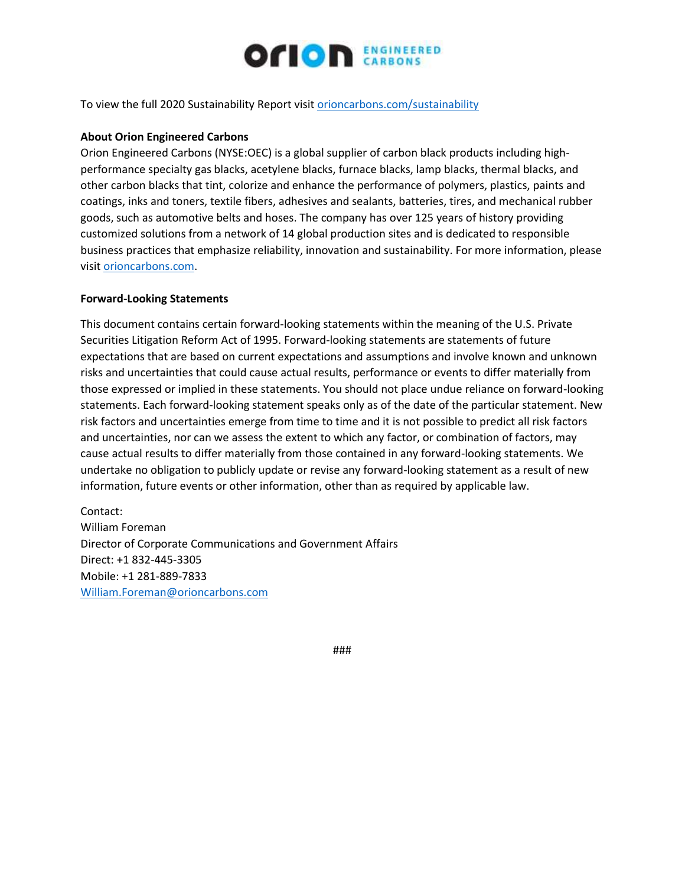To view the full 2020 Sustainability Report visit orioncarbons.com/sustainability

**About Orion Engineered Carbons**

Orion Engineered Carbons (NYSE:OEC) is a global supplier of carbon black products including high-performance specialty gas blacks, acetylene blacks, furnace blacks, lamp blacks, thermal blacks, and other carbon blacks that tint, colorize and enhance the performance of polymers, plastics, paints and coatings, inks and toners, textile fibers, adhesives and sealants, batteries, tires, and mechanical rubber goods, such as automotive belts and hoses. The company has over 125 years of history providing customized solutions from a network of 14 global production sites and is dedicated to responsible business practices that emphasize reliability, innovation and sustainability. For more information, please visit orioncarbons.com.

**Forward-Looking Statements**

This document contains certain forward-looking statements within the meaning of the U.S. Private Securities Litigation Reform Act of 1995. Forward-looking statements are statements of future expectations that are based on current expectations and assumptions and involve known and unknown risks and uncertainties that could cause actual results, performance or events to differ materially from those expressed or implied in these statements. You should not place undue reliance on forward-looking statements. Each forward-looking statement speaks only as of the date of the particular statement. New risk factors and uncertainties emerge from time to time and it is not possible to predict all risk factors and uncertainties, nor can we assess the extent to which any factor, or combination of factors, may cause actual results to differ materially from those contained in any forward-looking statements. We undertake no obligation to publicly update or revise any forward-looking statement as a result of new information, future events or other information, other than as required by applicable law.

Contact:
William Foreman
Director of Corporate Communications and Government Affairs
Direct: +1 832-445-3305
Mobile: +1 281-889-7833
William.Foreman@orioncarbons.com

###